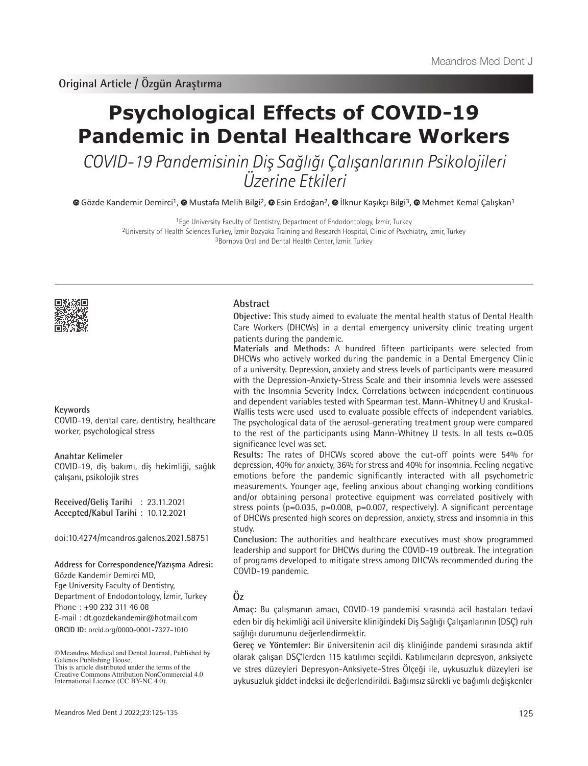Original Article / Özgün Araştırma

# Psychological Effects of COVID-19 Pandemic in Dental Healthcare Workers

## *COVID-19 Pandemisinin Diş Sağlığı Çalışanlarının Psikolojileri Üzerine Etkileri*

Gözde Kandemir Demirci[1], Mustafa Melih Bilgi[2], Esin Erdoğan[2], İlknur Kaşıkçı Bilgi[3], Mehmet Kemal Çalışkan[1]

[1]Ege University Faculty of Dentistry, Department of Endodontology, İzmir, Turkey
[2]University of Health Sciences Turkey, İzmir Bozyaka Training and Research Hospital, Clinic of Psychiatry, İzmir, Turkey
[3]Bornova Oral and Dental Health Center, İzmir, Turkey

**Keywords**
COVID-19, dental care, dentistry, healthcare worker, psychological stress

**Anahtar Kelimeler**
COVID-19, diş bakımı, diş hekimliği, sağlık çalışanı, psikolojik stres

**Received/Geliş Tarihi** : 23.11.2021
**Accepted/Kabul Tarihi** : 10.12.2021

doi:10.4274/meandros.galenos.2021.58751

**Address for Correspondence/Yazışma Adresi:**
Gözde Kandemir Demirci MD,
Ege University Faculty of Dentistry,
Department of Endodontology, İzmir, Turkey
Phone : +90 232 311 46 08
E-mail : dt.gozdekandemir@hotmail.com
**ORCID ID:** orcid.org/0000-0001-7327-1010

©Meandros Medical and Dental Journal, Published by Galenos Publishing House.
This is article distributed under the terms of the Creative Commons Attribution NonCommercial 4.0 International Licence (CC BY-NC 4.0).

## Abstract

**Objective:** This study aimed to evaluate the mental health status of Dental Health Care Workers (DHCWs) in a dental emergency university clinic treating urgent patients during the pandemic.

**Materials and Methods:** A hundred fifteen participants were selected from DHCWs who actively worked during the pandemic in a Dental Emergency Clinic of a university. Depression, anxiety and stress levels of participants were measured with the Depression-Anxiety-Stress Scale and their insomnia levels were assessed with the Insomnia Severity Index. Correlations between independent continuous and dependent variables tested with Spearman test. Mann-Whitney U and Kruskal-Wallis tests were used used to evaluate possible effects of independent variables. The psychological data of the aerosol-generating treatment group were compared to the rest of the participants using Mann-Whitney U tests. In all tests $\alpha$=0.05 significance level was set.

**Results:** The rates of DHCWs scored above the cut-off points were 54% for depression, 40% for anxiety, 36% for stress and 40% for insomnia. Feeling negative emotions before the pandemic significantly interacted with all psychometric measurements. Younger age, feeling anxious about changing working conditions and/or obtaining personal protective equipment was correlated positively with stress points (p=0.035, p=0.008, p=0.007, respectively). A significant percentage of DHCWs presented high scores on depression, anxiety, stress and insomnia in this study.

**Conclusion:** The authorities and healthcare executives must show programmed leadership and support for DHCWs during the COVID-19 outbreak. The integration of programs developed to mitigate stress among DHCWs recommended during the COVID-19 pandemic.

## Öz

**Amaç:** Bu çalışmanın amacı, COVID-19 pandemisi sırasında acil hastaları tedavi eden bir diş hekimliği acil üniversite kliniğindeki Diş Sağlığı Çalışanlarının (DSÇ) ruh sağlığı durumunu değerlendirmektir.

**Gereç ve Yöntemler:** Bir üniversitenin acil diş kliniğinde pandemi sırasında aktif olarak çalışan DSÇ'lerden 115 katılımcı seçildi. Katılımcıların depresyon, anksiyete ve stres düzeyleri Depresyon-Anksiyete-Stres Ölçeği ile, uykusuzluk düzeyleri ise uykusuzluk şiddet indeksi ile değerlendirildi. Bağımsız sürekli ve bağımlı değişkenler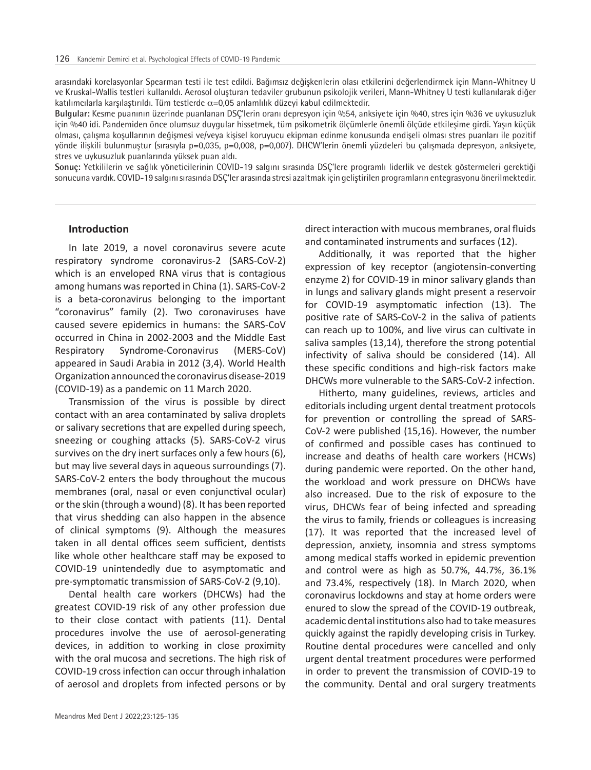arasındaki korelasyonlar Spearman testi ile test edildi. Bağımsız değişkenlerin olası etkilerini değerlendirmek için Mann-Whitney U ve Kruskal-Wallis testleri kullanıldı. Aerosol oluşturan tedaviler grubunun psikolojik verileri, Mann-Whitney U testi kullanılarak diğer katılımcılarla karşılaştırıldı. Tüm testlerde $\alpha$=0,05 anlamlılık düzeyi kabul edilmektedir.

**Bulgular:** Kesme puanının üzerinde puanlanan DSÇ'lerin oranı depresyon için %54, anksiyete için %40, stres için %36 ve uykusuzluk için %40 idi. Pandemiden önce olumsuz duygular hissetmek, tüm psikometrik ölçümlerle önemli ölçüde etkileşime girdi. Yaşın küçük olması, çalışma koşullarının değişmesi ve/veya kişisel koruyucu ekipman edinme konusunda endişeli olması stres puanları ile pozitif yönde ilişkili bulunmuştur (sırasıyla p=0,035, p=0,008, p=0,007). DHCW'lerin önemli yüzdeleri bu çalışmada depresyon, anksiyete, stres ve uykusuzluk puanlarında yüksek puan aldı.

**Sonuç:** Yetkililerin ve sağlık yöneticilerinin COVID-19 salgını sırasında DSÇ'lere programlı liderlik ve destek göstermeleri gerektiği sonucuna vardık. COVID-19 salgını sırasında DSÇ'ler arasında stresi azaltmak için geliştirilen programların entegrasyonu önerilmektedir.

## Introduction

In late 2019, a novel coronavirus severe acute respiratory syndrome coronavirus-2 (SARS-CoV-2) which is an enveloped RNA virus that is contagious among humans was reported in China (1). SARS-CoV-2 is a beta-coronavirus belonging to the important "coronavirus" family (2). Two coronaviruses have caused severe epidemics in humans: the SARS-CoV occurred in China in 2002-2003 and the Middle East Respiratory Syndrome-Coronavirus (MERS-CoV) appeared in Saudi Arabia in 2012 (3,4). World Health Organization announced the coronavirus disease-2019 (COVID-19) as a pandemic on 11 March 2020.

Transmission of the virus is possible by direct contact with an area contaminated by saliva droplets or salivary secretions that are expelled during speech, sneezing or coughing attacks (5). SARS-CoV-2 virus survives on the dry inert surfaces only a few hours (6), but may live several days in aqueous surroundings (7). SARS-CoV-2 enters the body throughout the mucous membranes (oral, nasal or even conjunctival ocular) or the skin (through a wound) (8). It has been reported that virus shedding can also happen in the absence of clinical symptoms (9). Although the measures taken in all dental offices seem sufficient, dentists like whole other healthcare staff may be exposed to COVID-19 unintendedly due to asymptomatic and pre-symptomatic transmission of SARS-CoV-2 (9,10).

Dental health care workers (DHCWs) had the greatest COVID-19 risk of any other profession due to their close contact with patients (11). Dental procedures involve the use of aerosol-generating devices, in addition to working in close proximity with the oral mucosa and secretions. The high risk of COVID-19 cross infection can occur through inhalation of aerosol and droplets from infected persons or by direct interaction with mucous membranes, oral fluids and contaminated instruments and surfaces (12).

Additionally, it was reported that the higher expression of key receptor (angiotensin-converting enzyme 2) for COVID-19 in minor salivary glands than in lungs and salivary glands might present a reservoir for COVID-19 asymptomatic infection (13). The positive rate of SARS-CoV-2 in the saliva of patients can reach up to 100%, and live virus can cultivate in saliva samples (13,14), therefore the strong potential infectivity of saliva should be considered (14). All these specific conditions and high-risk factors make DHCWs more vulnerable to the SARS-CoV-2 infection.

Hitherto, many guidelines, reviews, articles and editorials including urgent dental treatment protocols for prevention or controlling the spread of SARS-CoV-2 were published (15,16). However, the number of confirmed and possible cases has continued to increase and deaths of health care workers (HCWs) during pandemic were reported. On the other hand, the workload and work pressure on DHCWs have also increased. Due to the risk of exposure to the virus, DHCWs fear of being infected and spreading the virus to family, friends or colleagues is increasing (17). It was reported that the increased level of depression, anxiety, insomnia and stress symptoms among medical staffs worked in epidemic prevention and control were as high as 50.7%, 44.7%, 36.1% and 73.4%, respectively (18). In March 2020, when coronavirus lockdowns and stay at home orders were enured to slow the spread of the COVID-19 outbreak, academic dental institutions also had to take measures quickly against the rapidly developing crisis in Turkey. Routine dental procedures were cancelled and only urgent dental treatment procedures were performed in order to prevent the transmission of COVID-19 to the community. Dental and oral surgery treatments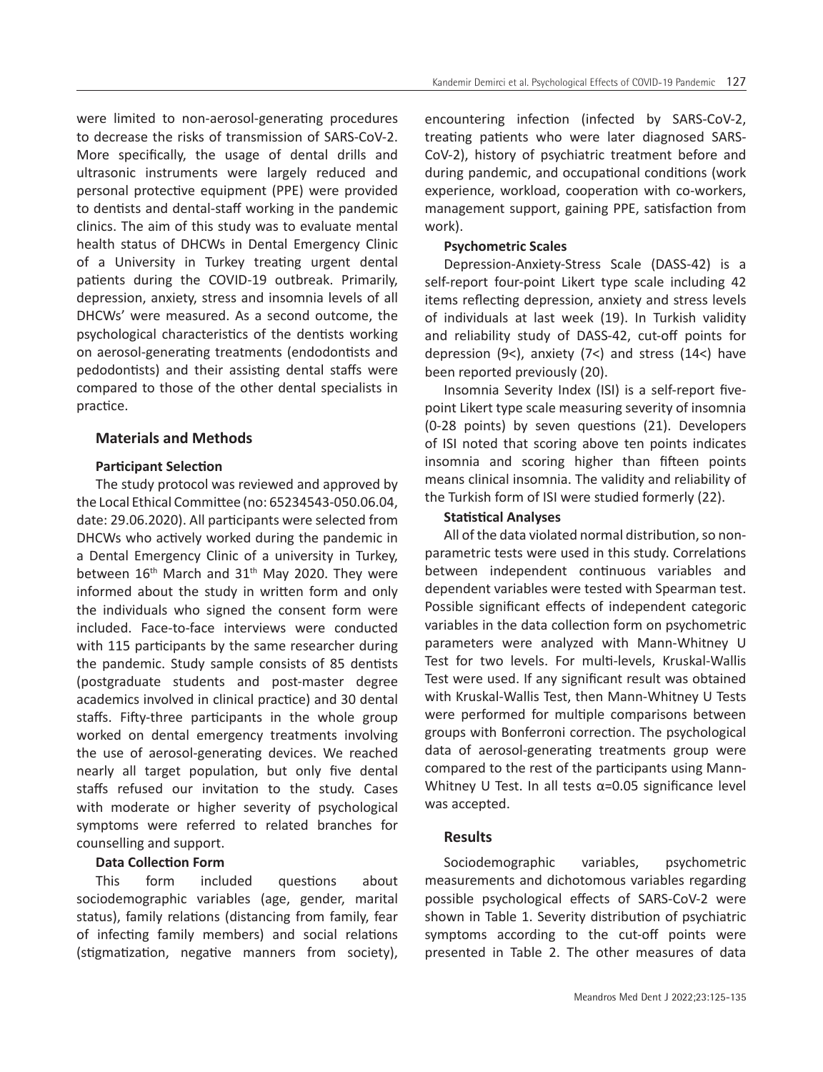were limited to non-aerosol-generating procedures to decrease the risks of transmission of SARS-CoV-2. More specifically, the usage of dental drills and ultrasonic instruments were largely reduced and personal protective equipment (PPE) were provided to dentists and dental-staff working in the pandemic clinics. The aim of this study was to evaluate mental health status of DHCWs in Dental Emergency Clinic of a University in Turkey treating urgent dental patients during the COVID-19 outbreak. Primarily, depression, anxiety, stress and insomnia levels of all DHCWs' were measured. As a second outcome, the psychological characteristics of the dentists working on aerosol-generating treatments (endodontists and pedodontists) and their assisting dental staffs were compared to those of the other dental specialists in practice.

## Materials and Methods

### Participant Selection

The study protocol was reviewed and approved by the Local Ethical Committee (no: 65234543-050.06.04, date: 29.06.2020). All participants were selected from DHCWs who actively worked during the pandemic in a Dental Emergency Clinic of a university in Turkey, between 16th March and 31th May 2020. They were informed about the study in written form and only the individuals who signed the consent form were included. Face-to-face interviews were conducted with 115 participants by the same researcher during the pandemic. Study sample consists of 85 dentists (postgraduate students and post-master degree academics involved in clinical practice) and 30 dental staffs. Fifty-three participants in the whole group worked on dental emergency treatments involving the use of aerosol-generating devices. We reached nearly all target population, but only five dental staffs refused our invitation to the study. Cases with moderate or higher severity of psychological symptoms were referred to related branches for counselling and support.

### Data Collection Form

This form included questions about sociodemographic variables (age, gender, marital status), family relations (distancing from family, fear of infecting family members) and social relations (stigmatization, negative manners from society), encountering infection (infected by SARS-CoV-2, treating patients who were later diagnosed SARS-CoV-2), history of psychiatric treatment before and during pandemic, and occupational conditions (work experience, workload, cooperation with co-workers, management support, gaining PPE, satisfaction from work).

### Psychometric Scales

Depression-Anxiety-Stress Scale (DASS-42) is a self-report four-point Likert type scale including 42 items reflecting depression, anxiety and stress levels of individuals at last week (19). In Turkish validity and reliability study of DASS-42, cut-off points for depression (9<), anxiety (7<) and stress (14<) have been reported previously (20).

Insomnia Severity Index (ISI) is a self-report five-point Likert type scale measuring severity of insomnia (0-28 points) by seven questions (21). Developers of ISI noted that scoring above ten points indicates insomnia and scoring higher than fifteen points means clinical insomnia. The validity and reliability of the Turkish form of ISI were studied formerly (22).

### Statistical Analyses

All of the data violated normal distribution, so non-parametric tests were used in this study. Correlations between independent continuous variables and dependent variables were tested with Spearman test. Possible significant effects of independent categoric variables in the data collection form on psychometric parameters were analyzed with Mann-Whitney U Test for two levels. For multi-levels, Kruskal-Wallis Test were used. If any significant result was obtained with Kruskal-Wallis Test, then Mann-Whitney U Tests were performed for multiple comparisons between groups with Bonferroni correction. The psychological data of aerosol-generating treatments group were compared to the rest of the participants using Mann-Whitney U Test. In all tests $\alpha$=0.05 significance level was accepted.

## Results

Sociodemographic variables, psychometric measurements and dichotomous variables regarding possible psychological effects of SARS-CoV-2 were shown in Table 1. Severity distribution of psychiatric symptoms according to the cut-off points were presented in Table 2. The other measures of data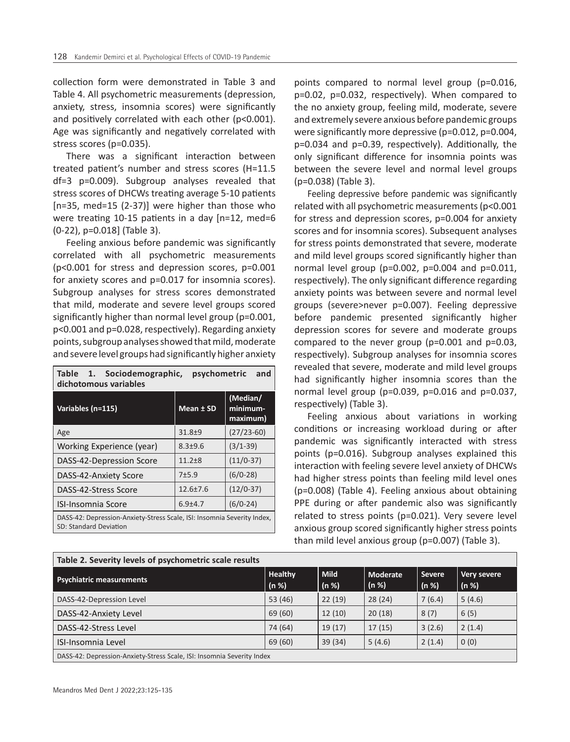collection form were demonstrated in Table 3 and Table 4. All psychometric measurements (depression, anxiety, stress, insomnia scores) were significantly and positively correlated with each other (p<0.001). Age was significantly and negatively correlated with stress scores (p=0.035).

There was a significant interaction between treated patient's number and stress scores (H=11.5 df=3 p=0.009). Subgroup analyses revealed that stress scores of DHCWs treating average 5-10 patients [n=35, med=15 (2-37)] were higher than those who were treating 10-15 patients in a day [n=12, med=6 (0-22), p=0.018] (Table 3).

Feeling anxious before pandemic was significantly correlated with all psychometric measurements (p<0.001 for stress and depression scores, p=0.001 for anxiety scores and p=0.017 for insomnia scores). Subgroup analyses for stress scores demonstrated that mild, moderate and severe level groups scored significantly higher than normal level group (p=0.001, p<0.001 and p=0.028, respectively). Regarding anxiety points, subgroup analyses showed that mild, moderate and severe level groups had significantly higher anxiety points compared to normal level group (p=0.016, p=0.02, p=0.032, respectively). When compared to the no anxiety group, feeling mild, moderate, severe and extremely severe anxious before pandemic groups were significantly more depressive (p=0.012, p=0.004, p=0.034 and p=0.39, respectively). Additionally, the only significant difference for insomnia points was between the severe level and normal level groups (p=0.038) (Table 3).

Feeling depressive before pandemic was significantly related with all psychometric measurements (p<0.001 for stress and depression scores, p=0.004 for anxiety scores and for insomnia scores). Subsequent analyses for stress points demonstrated that severe, moderate and mild level groups scored significantly higher than normal level group (p=0.002, p=0.004 and p=0.011, respectively). The only significant difference regarding anxiety points was between severe and normal level groups (severe>never p=0.007). Feeling depressive before pandemic presented significantly higher depression scores for severe and moderate groups compared to the never group (p=0.001 and p=0.03, respectively). Subgroup analyses for insomnia scores revealed that severe, moderate and mild level groups had significantly higher insomnia scores than the normal level group (p=0.039, p=0.016 and p=0.037, respectively) (Table 3).

Feeling anxious about variations in working conditions or increasing workload during or after pandemic was significantly interacted with stress points (p=0.016). Subgroup analyses explained this interaction with feeling severe level anxiety of DHCWs had higher stress points than feeling mild level ones (p=0.008) (Table 4). Feeling anxious about obtaining PPE during or after pandemic also was significantly related to stress points (p=0.021). Very severe level anxious group scored significantly higher stress points than mild level anxious group (p=0.007) (Table 3).

**Table 1. Sociodemographic, psychometric and dichotomous variables**

| Variables (n=115) | Mean ± SD | (Median/ minimum-maximum) |
|---|---|---|
| Age | 31.8±9 | (27/23-60) |
| Working Experience (year) | 8.3±9.6 | (3/1-39) |
| DASS-42-Depression Score | 11.2±8 | (11/0-37) |
| DASS-42-Anxiety Score | 7±5.9 | (6/0-28) |
| DASS-42-Stress Score | 12.6±7.6 | (12/0-37) |
| ISI-Insomnia Score | 6.9±4.7 | (6/0-24) |

DASS-42: Depression-Anxiety-Stress Scale, ISI: Insomnia Severity Index, SD: Standard Deviation

**Table 2. Severity levels of psychometric scale results**

| Psychiatric measurements | Healthy (n %) | Mild (n %) | Moderate (n %) | Severe (n %) | Very severe (n %) |
|---|---|---|---|---|---|
| DASS-42-Depression Level | 53 (46) | 22 (19) | 28 (24) | 7 (6.4) | 5 (4.6) |
| DASS-42-Anxiety Level | 69 (60) | 12 (10) | 20 (18) | 8 (7) | 6 (5) |
| DASS-42-Stress Level | 74 (64) | 19 (17) | 17 (15) | 3 (2.6) | 2 (1.4) |
| ISI-Insomnia Level | 69 (60) | 39 (34) | 5 (4.6) | 2 (1.4) | 0 (0) |

DASS-42: Depression-Anxiety-Stress Scale, ISI: Insomnia Severity Index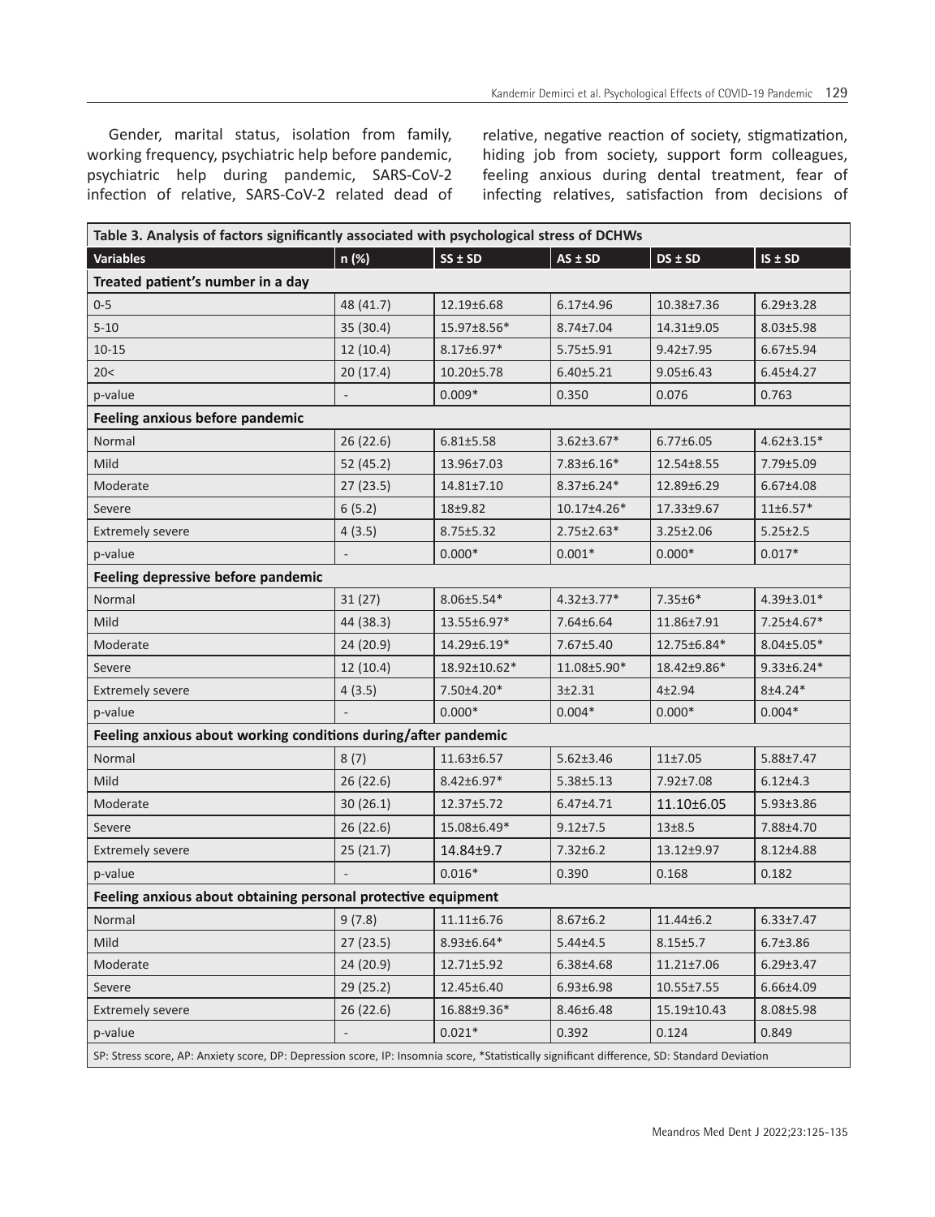Gender, marital status, isolation from family, working frequency, psychiatric help before pandemic, psychiatric help during pandemic, SARS-CoV-2 infection of relative, SARS-CoV-2 related dead of relative, negative reaction of society, stigmatization, hiding job from society, support form colleagues, feeling anxious during dental treatment, fear of infecting relatives, satisfaction from decisions of

| Table 3. Analysis of factors significantly associated with psychological stress of DCHWs | | | | | |
|---|---|---|---|---|---|
| **Variables** | **n (%)** | **SS ± SD** | **AS ± SD** | **DS ± SD** | **IS ± SD** |
| **Treated patient's number in a day** | | | | | |
| 0-5 | 48 (41.7) | 12.19±6.68 | 6.17±4.96 | 10.38±7.36 | 6.29±3.28 |
| 5-10 | 35 (30.4) | 15.97±8.56* | 8.74±7.04 | 14.31±9.05 | 8.03±5.98 |
| 10-15 | 12 (10.4) | 8.17±6.97* | 5.75±5.91 | 9.42±7.95 | 6.67±5.94 |
| 20< | 20 (17.4) | 10.20±5.78 | 6.40±5.21 | 9.05±6.43 | 6.45±4.27 |
| p-value | - | 0.009* | 0.350 | 0.076 | 0.763 |
| **Feeling anxious before pandemic** | | | | | |
| Normal | 26 (22.6) | 6.81±5.58 | 3.62±3.67* | 6.77±6.05 | 4.62±3.15* |
| Mild | 52 (45.2) | 13.96±7.03 | 7.83±6.16* | 12.54±8.55 | 7.79±5.09 |
| Moderate | 27 (23.5) | 14.81±7.10 | 8.37±6.24* | 12.89±6.29 | 6.67±4.08 |
| Severe | 6 (5.2) | 18±9.82 | 10.17±4.26* | 17.33±9.67 | 11±6.57* |
| Extremely severe | 4 (3.5) | 8.75±5.32 | 2.75±2.63* | 3.25±2.06 | 5.25±2.5 |
| p-value | - | 0.000* | 0.001* | 0.000* | 0.017* |
| **Feeling depressive before pandemic** | | | | | |
| Normal | 31 (27) | 8.06±5.54* | 4.32±3.77* | 7.35±6* | 4.39±3.01* |
| Mild | 44 (38.3) | 13.55±6.97* | 7.64±6.64 | 11.86±7.91 | 7.25±4.67* |
| Moderate | 24 (20.9) | 14.29±6.19* | 7.67±5.40 | 12.75±6.84* | 8.04±5.05* |
| Severe | 12 (10.4) | 18.92±10.62* | 11.08±5.90* | 18.42±9.86* | 9.33±6.24* |
| Extremely severe | 4 (3.5) | 7.50±4.20* | 3±2.31 | 4±2.94 | 8±4.24* |
| p-value | - | 0.000* | 0.004* | 0.000* | 0.004* |
| **Feeling anxious about working conditions during/after pandemic** | | | | | |
| Normal | 8 (7) | 11.63±6.57 | 5.62±3.46 | 11±7.05 | 5.88±7.47 |
| Mild | 26 (22.6) | 8.42±6.97* | 5.38±5.13 | 7.92±7.08 | 6.12±4.3 |
| Moderate | 30 (26.1) | 12.37±5.72 | 6.47±4.71 | 11.10±6.05 | 5.93±3.86 |
| Severe | 26 (22.6) | 15.08±6.49* | 9.12±7.5 | 13±8.5 | 7.88±4.70 |
| Extremely severe | 25 (21.7) | 14.84±9.7 | 7.32±6.2 | 13.12±9.97 | 8.12±4.88 |
| p-value | - | 0.016* | 0.390 | 0.168 | 0.182 |
| **Feeling anxious about obtaining personal protective equipment** | | | | | |
| Normal | 9 (7.8) | 11.11±6.76 | 8.67±6.2 | 11.44±6.2 | 6.33±7.47 |
| Mild | 27 (23.5) | 8.93±6.64* | 5.44±4.5 | 8.15±5.7 | 6.7±3.86 |
| Moderate | 24 (20.9) | 12.71±5.92 | 6.38±4.68 | 11.21±7.06 | 6.29±3.47 |
| Severe | 29 (25.2) | 12.45±6.40 | 6.93±6.98 | 10.55±7.55 | 6.66±4.09 |
| Extremely severe | 26 (22.6) | 16.88±9.36* | 8.46±6.48 | 15.19±10.43 | 8.08±5.98 |
| p-value | - | 0.021* | 0.392 | 0.124 | 0.849 |

SP: Stress score, AP: Anxiety score, DP: Depression score, IP: Insomnia score, *Statistically significant difference, SD: Standard Deviation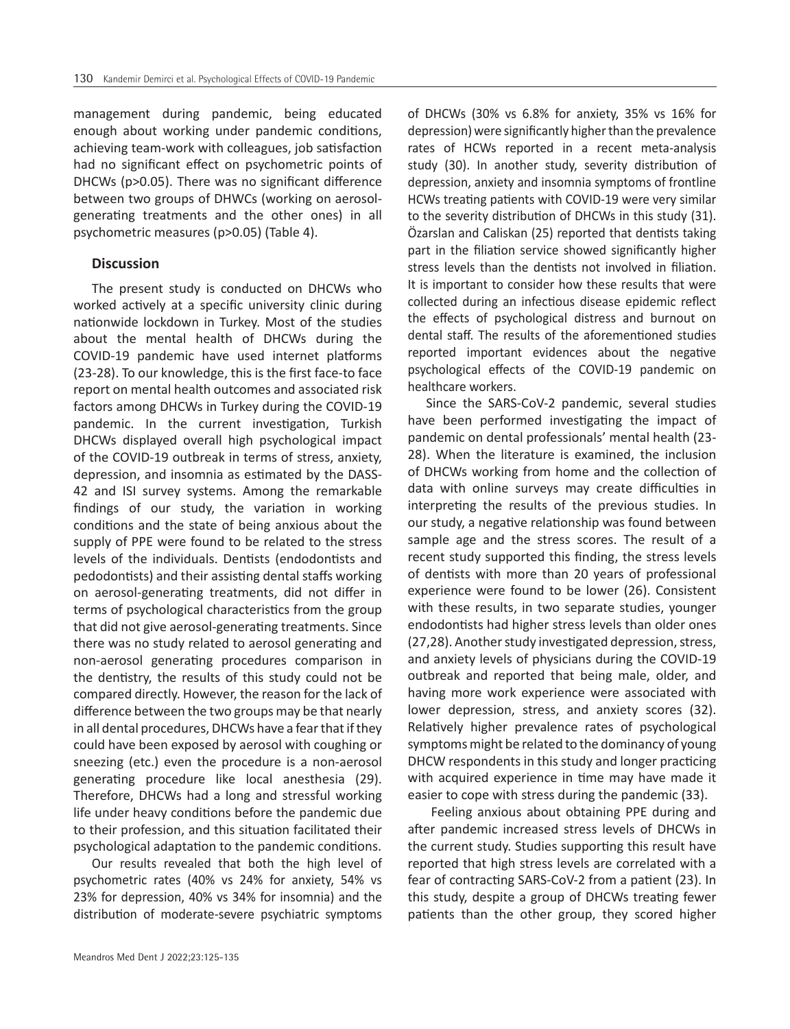management during pandemic, being educated enough about working under pandemic conditions, achieving team-work with colleagues, job satisfaction had no significant effect on psychometric points of DHCWs (p>0.05). There was no significant difference between two groups of DHWCs (working on aerosol-generating treatments and the other ones) in all psychometric measures (p>0.05) (Table 4).

## Discussion

The present study is conducted on DHCWs who worked actively at a specific university clinic during nationwide lockdown in Turkey. Most of the studies about the mental health of DHCWs during the COVID-19 pandemic have used internet platforms (23-28). To our knowledge, this is the first face-to face report on mental health outcomes and associated risk factors among DHCWs in Turkey during the COVID-19 pandemic. In the current investigation, Turkish DHCWs displayed overall high psychological impact of the COVID-19 outbreak in terms of stress, anxiety, depression, and insomnia as estimated by the DASS-42 and ISI survey systems. Among the remarkable findings of our study, the variation in working conditions and the state of being anxious about the supply of PPE were found to be related to the stress levels of the individuals. Dentists (endodontists and pedodontists) and their assisting dental staffs working on aerosol-generating treatments, did not differ in terms of psychological characteristics from the group that did not give aerosol-generating treatments. Since there was no study related to aerosol generating and non-aerosol generating procedures comparison in the dentistry, the results of this study could not be compared directly. However, the reason for the lack of difference between the two groups may be that nearly in all dental procedures, DHCWs have a fear that if they could have been exposed by aerosol with coughing or sneezing (etc.) even the procedure is a non-aerosol generating procedure like local anesthesia (29). Therefore, DHCWs had a long and stressful working life under heavy conditions before the pandemic due to their profession, and this situation facilitated their psychological adaptation to the pandemic conditions.

Our results revealed that both the high level of psychometric rates (40% vs 24% for anxiety, 54% vs 23% for depression, 40% vs 34% for insomnia) and the distribution of moderate-severe psychiatric symptoms of DHCWs (30% vs 6.8% for anxiety, 35% vs 16% for depression) were significantly higher than the prevalence rates of HCWs reported in a recent meta-analysis study (30). In another study, severity distribution of depression, anxiety and insomnia symptoms of frontline HCWs treating patients with COVID-19 were very similar to the severity distribution of DHCWs in this study (31). Özarslan and Caliskan (25) reported that dentists taking part in the filiation service showed significantly higher stress levels than the dentists not involved in filiation. It is important to consider how these results that were collected during an infectious disease epidemic reflect the effects of psychological distress and burnout on dental staff. The results of the aforementioned studies reported important evidences about the negative psychological effects of the COVID-19 pandemic on healthcare workers.

Since the SARS-CoV-2 pandemic, several studies have been performed investigating the impact of pandemic on dental professionals' mental health (23-28). When the literature is examined, the inclusion of DHCWs working from home and the collection of data with online surveys may create difficulties in interpreting the results of the previous studies. In our study, a negative relationship was found between sample age and the stress scores. The result of a recent study supported this finding, the stress levels of dentists with more than 20 years of professional experience were found to be lower (26). Consistent with these results, in two separate studies, younger endodontists had higher stress levels than older ones (27,28). Another study investigated depression, stress, and anxiety levels of physicians during the COVID-19 outbreak and reported that being male, older, and having more work experience were associated with lower depression, stress, and anxiety scores (32). Relatively higher prevalence rates of psychological symptoms might be related to the dominancy of young DHCW respondents in this study and longer practicing with acquired experience in time may have made it easier to cope with stress during the pandemic (33).

Feeling anxious about obtaining PPE during and after pandemic increased stress levels of DHCWs in the current study. Studies supporting this result have reported that high stress levels are correlated with a fear of contracting SARS-CoV-2 from a patient (23). In this study, despite a group of DHCWs treating fewer patients than the other group, they scored higher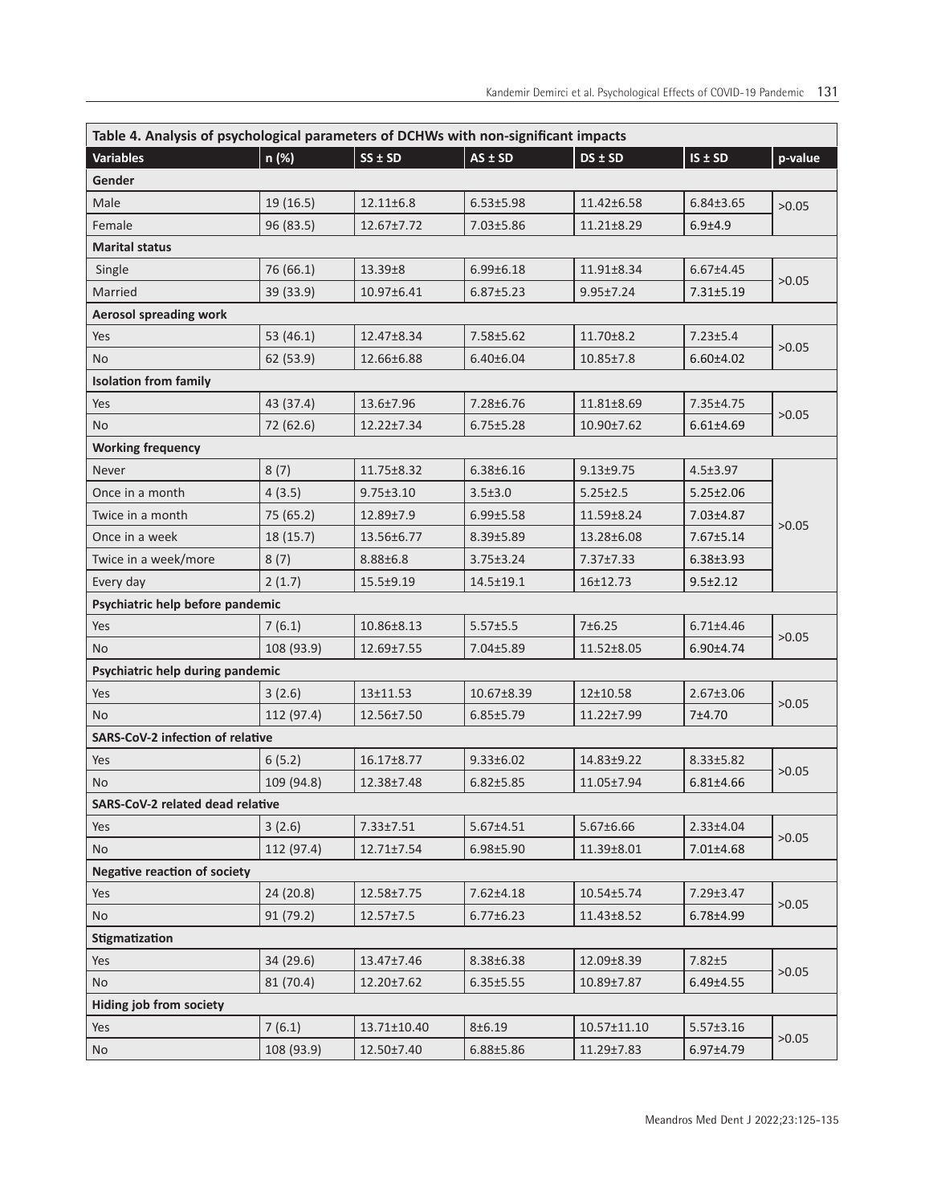**Table 4. Analysis of psychological parameters of DCHWs with non-significant impacts**

| Variables | n (%) | SS ± SD | AS ± SD | DS ± SD | IS ± SD | p-value |
|---|---|---|---|---|---|---|
| **Gender** | | | | | | |
| Male | 19 (16.5) | 12.11±6.8 | 6.53±5.98 | 11.42±6.58 | 6.84±3.65 | >0.05 |
| Female | 96 (83.5) | 12.67±7.72 | 7.03±5.86 | 11.21±8.29 | 6.9±4.9 | |
| **Marital status** | | | | | | |
| Single | 76 (66.1) | 13.39±8 | 6.99±6.18 | 11.91±8.34 | 6.67±4.45 | >0.05 |
| Married | 39 (33.9) | 10.97±6.41 | 6.87±5.23 | 9.95±7.24 | 7.31±5.19 | |
| **Aerosol spreading work** | | | | | | |
| Yes | 53 (46.1) | 12.47±8.34 | 7.58±5.62 | 11.70±8.2 | 7.23±5.4 | >0.05 |
| No | 62 (53.9) | 12.66±6.88 | 6.40±6.04 | 10.85±7.8 | 6.60±4.02 | |
| **Isolation from family** | | | | | | |
| Yes | 43 (37.4) | 13.6±7.96 | 7.28±6.76 | 11.81±8.69 | 7.35±4.75 | >0.05 |
| No | 72 (62.6) | 12.22±7.34 | 6.75±5.28 | 10.90±7.62 | 6.61±4.69 | |
| **Working frequency** | | | | | | |
| Never | 8 (7) | 11.75±8.32 | 6.38±6.16 | 9.13±9.75 | 4.5±3.97 | >0.05 |
| Once in a month | 4 (3.5) | 9.75±3.10 | 3.5±3.0 | 5.25±2.5 | 5.25±2.06 | |
| Twice in a month | 75 (65.2) | 12.89±7.9 | 6.99±5.58 | 11.59±8.24 | 7.03±4.87 | |
| Once in a week | 18 (15.7) | 13.56±6.77 | 8.39±5.89 | 13.28±6.08 | 7.67±5.14 | |
| Twice in a week/more | 8 (7) | 8.88±6.8 | 3.75±3.24 | 7.37±7.33 | 6.38±3.93 | |
| Every day | 2 (1.7) | 15.5±9.19 | 14.5±19.1 | 16±12.73 | 9.5±2.12 | |
| **Psychiatric help before pandemic** | | | | | | |
| Yes | 7 (6.1) | 10.86±8.13 | 5.57±5.5 | 7±6.25 | 6.71±4.46 | >0.05 |
| No | 108 (93.9) | 12.69±7.55 | 7.04±5.89 | 11.52±8.05 | 6.90±4.74 | |
| **Psychiatric help during pandemic** | | | | | | |
| Yes | 3 (2.6) | 13±11.53 | 10.67±8.39 | 12±10.58 | 2.67±3.06 | >0.05 |
| No | 112 (97.4) | 12.56±7.50 | 6.85±5.79 | 11.22±7.99 | 7±4.70 | |
| **SARS-CoV-2 infection of relative** | | | | | | |
| Yes | 6 (5.2) | 16.17±8.77 | 9.33±6.02 | 14.83±9.22 | 8.33±5.82 | >0.05 |
| No | 109 (94.8) | 12.38±7.48 | 6.82±5.85 | 11.05±7.94 | 6.81±4.66 | |
| **SARS-CoV-2 related dead relative** | | | | | | |
| Yes | 3 (2.6) | 7.33±7.51 | 5.67±4.51 | 5.67±6.66 | 2.33±4.04 | >0.05 |
| No | 112 (97.4) | 12.71±7.54 | 6.98±5.90 | 11.39±8.01 | 7.01±4.68 | |
| **Negative reaction of society** | | | | | | |
| Yes | 24 (20.8) | 12.58±7.75 | 7.62±4.18 | 10.54±5.74 | 7.29±3.47 | >0.05 |
| No | 91 (79.2) | 12.57±7.5 | 6.77±6.23 | 11.43±8.52 | 6.78±4.99 | |
| **Stigmatization** | | | | | | |
| Yes | 34 (29.6) | 13.47±7.46 | 8.38±6.38 | 12.09±8.39 | 7.82±5 | >0.05 |
| No | 81 (70.4) | 12.20±7.62 | 6.35±5.55 | 10.89±7.87 | 6.49±4.55 | |
| **Hiding job from society** | | | | | | |
| Yes | 7 (6.1) | 13.71±10.40 | 8±6.19 | 10.57±11.10 | 5.57±3.16 | >0.05 |
| No | 108 (93.9) | 12.50±7.40 | 6.88±5.86 | 11.29±7.83 | 6.97±4.79 | |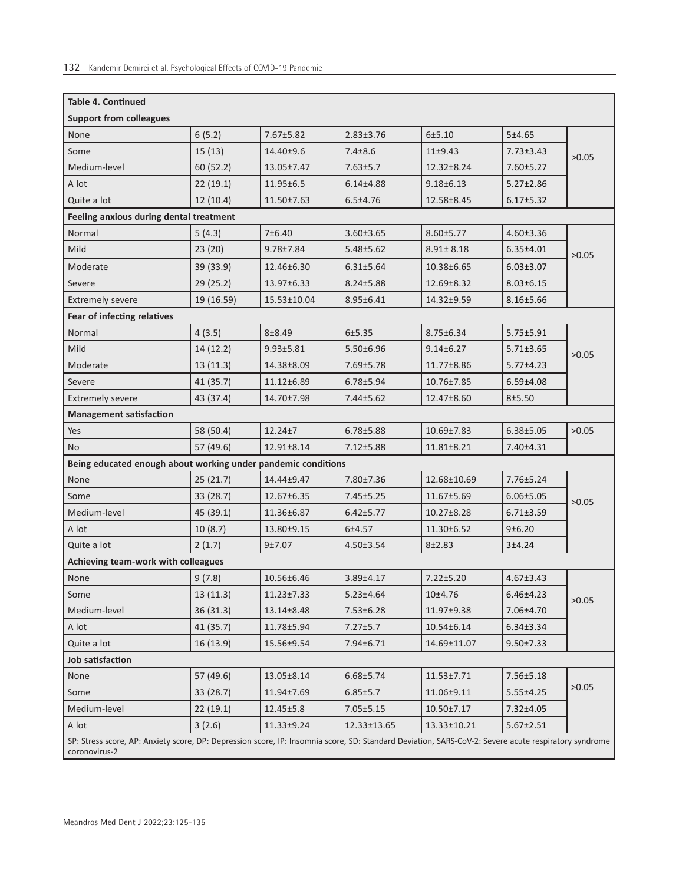**Table 4. Continued**

| | | | | | | |
|---|---|---|---|---|---|---|
| **Support from colleagues** | | | | | | |
| None | 6 (5.2) | 7.67±5.82 | 2.83±3.76 | 6±5.10 | 5±4.65 | >0.05 |
| Some | 15 (13) | 14.40±9.6 | 7.4±8.6 | 11±9.43 | 7.73±3.43 | |
| Medium-level | 60 (52.2) | 13.05±7.47 | 7.63±5.7 | 12.32±8.24 | 7.60±5.27 | |
| A lot | 22 (19.1) | 11.95±6.5 | 6.14±4.88 | 9.18±6.13 | 5.27±2.86 | |
| Quite a lot | 12 (10.4) | 11.50±7.63 | 6.5±4.76 | 12.58±8.45 | 6.17±5.32 | |
| **Feeling anxious during dental treatment** | | | | | | |
| Normal | 5 (4.3) | 7±6.40 | 3.60±3.65 | 8.60±5.77 | 4.60±3.36 | >0.05 |
| Mild | 23 (20) | 9.78±7.84 | 5.48±5.62 | 8.91± 8.18 | 6.35±4.01 | |
| Moderate | 39 (33.9) | 12.46±6.30 | 6.31±5.64 | 10.38±6.65 | 6.03±3.07 | |
| Severe | 29 (25.2) | 13.97±6.33 | 8.24±5.88 | 12.69±8.32 | 8.03±6.15 | |
| Extremely severe | 19 (16.59) | 15.53±10.04 | 8.95±6.41 | 14.32±9.59 | 8.16±5.66 | |
| **Fear of infecting relatives** | | | | | | |
| Normal | 4 (3.5) | 8±8.49 | 6±5.35 | 8.75±6.34 | 5.75±5.91 | >0.05 |
| Mild | 14 (12.2) | 9.93±5.81 | 5.50±6.96 | 9.14±6.27 | 5.71±3.65 | |
| Moderate | 13 (11.3) | 14.38±8.09 | 7.69±5.78 | 11.77±8.86 | 5.77±4.23 | |
| Severe | 41 (35.7) | 11.12±6.89 | 6.78±5.94 | 10.76±7.85 | 6.59±4.08 | |
| Extremely severe | 43 (37.4) | 14.70±7.98 | 7.44±5.62 | 12.47±8.60 | 8±5.50 | |
| **Management satisfaction** | | | | | | |
| Yes | 58 (50.4) | 12.24±7 | 6.78±5.88 | 10.69±7.83 | 6.38±5.05 | >0.05 |
| No | 57 (49.6) | 12.91±8.14 | 7.12±5.88 | 11.81±8.21 | 7.40±4.31 | |
| **Being educated enough about working under pandemic conditions** | | | | | | |
| None | 25 (21.7) | 14.44±9.47 | 7.80±7.36 | 12.68±10.69 | 7.76±5.24 | >0.05 |
| Some | 33 (28.7) | 12.67±6.35 | 7.45±5.25 | 11.67±5.69 | 6.06±5.05 | |
| Medium-level | 45 (39.1) | 11.36±6.87 | 6.42±5.77 | 10.27±8.28 | 6.71±3.59 | |
| A lot | 10 (8.7) | 13.80±9.15 | 6±4.57 | 11.30±6.52 | 9±6.20 | |
| Quite a lot | 2 (1.7) | 9±7.07 | 4.50±3.54 | 8±2.83 | 3±4.24 | |
| **Achieving team-work with colleagues** | | | | | | |
| None | 9 (7.8) | 10.56±6.46 | 3.89±4.17 | 7.22±5.20 | 4.67±3.43 | >0.05 |
| Some | 13 (11.3) | 11.23±7.33 | 5.23±4.64 | 10±4.76 | 6.46±4.23 | |
| Medium-level | 36 (31.3) | 13.14±8.48 | 7.53±6.28 | 11.97±9.38 | 7.06±4.70 | |
| A lot | 41 (35.7) | 11.78±5.94 | 7.27±5.7 | 10.54±6.14 | 6.34±3.34 | |
| Quite a lot | 16 (13.9) | 15.56±9.54 | 7.94±6.71 | 14.69±11.07 | 9.50±7.33 | |
| **Job satisfaction** | | | | | | |
| None | 57 (49.6) | 13.05±8.14 | 6.68±5.74 | 11.53±7.71 | 7.56±5.18 | >0.05 |
| Some | 33 (28.7) | 11.94±7.69 | 6.85±5.7 | 11.06±9.11 | 5.55±4.25 | |
| Medium-level | 22 (19.1) | 12.45±5.8 | 7.05±5.15 | 10.50±7.17 | 7.32±4.05 | |
| A lot | 3 (2.6) | 11.33±9.24 | 12.33±13.65 | 13.33±10.21 | 5.67±2.51 | |

SP: Stress score, AP: Anxiety score, DP: Depression score, IP: Insomnia score, SD: Standard Deviation, SARS-CoV-2: Severe acute respiratory syndrome coronovirus-2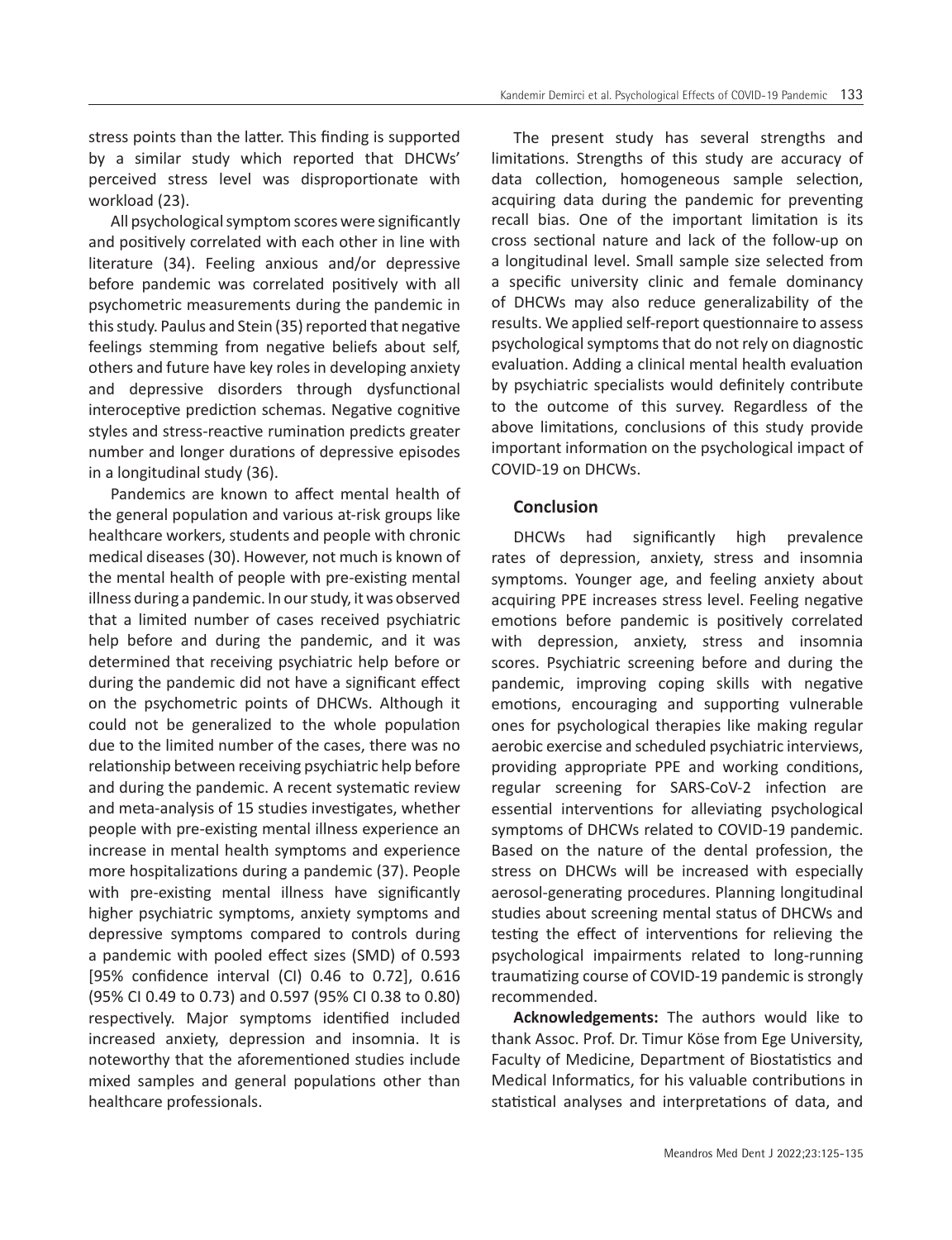stress points than the latter. This finding is supported by a similar study which reported that DHCWs' perceived stress level was disproportionate with workload (23).

All psychological symptom scores were significantly and positively correlated with each other in line with literature (34). Feeling anxious and/or depressive before pandemic was correlated positively with all psychometric measurements during the pandemic in this study. Paulus and Stein (35) reported that negative feelings stemming from negative beliefs about self, others and future have key roles in developing anxiety and depressive disorders through dysfunctional interoceptive prediction schemas. Negative cognitive styles and stress-reactive rumination predicts greater number and longer durations of depressive episodes in a longitudinal study (36).

Pandemics are known to affect mental health of the general population and various at-risk groups like healthcare workers, students and people with chronic medical diseases (30). However, not much is known of the mental health of people with pre-existing mental illness during a pandemic. In our study, it was observed that a limited number of cases received psychiatric help before and during the pandemic, and it was determined that receiving psychiatric help before or during the pandemic did not have a significant effect on the psychometric points of DHCWs. Although it could not be generalized to the whole population due to the limited number of the cases, there was no relationship between receiving psychiatric help before and during the pandemic. A recent systematic review and meta-analysis of 15 studies investigates, whether people with pre-existing mental illness experience an increase in mental health symptoms and experience more hospitalizations during a pandemic (37). People with pre-existing mental illness have significantly higher psychiatric symptoms, anxiety symptoms and depressive symptoms compared to controls during a pandemic with pooled effect sizes (SMD) of 0.593 [95% confidence interval (CI) 0.46 to 0.72], 0.616 (95% CI 0.49 to 0.73) and 0.597 (95% CI 0.38 to 0.80) respectively. Major symptoms identified included increased anxiety, depression and insomnia. It is noteworthy that the aforementioned studies include mixed samples and general populations other than healthcare professionals.

The present study has several strengths and limitations. Strengths of this study are accuracy of data collection, homogeneous sample selection, acquiring data during the pandemic for preventing recall bias. One of the important limitation is its cross sectional nature and lack of the follow-up on a longitudinal level. Small sample size selected from a specific university clinic and female dominancy of DHCWs may also reduce generalizability of the results. We applied self-report questionnaire to assess psychological symptoms that do not rely on diagnostic evaluation. Adding a clinical mental health evaluation by psychiatric specialists would definitely contribute to the outcome of this survey. Regardless of the above limitations, conclusions of this study provide important information on the psychological impact of COVID-19 on DHCWs.

## Conclusion

DHCWs had significantly high prevalence rates of depression, anxiety, stress and insomnia symptoms. Younger age, and feeling anxiety about acquiring PPE increases stress level. Feeling negative emotions before pandemic is positively correlated with depression, anxiety, stress and insomnia scores. Psychiatric screening before and during the pandemic, improving coping skills with negative emotions, encouraging and supporting vulnerable ones for psychological therapies like making regular aerobic exercise and scheduled psychiatric interviews, providing appropriate PPE and working conditions, regular screening for SARS-CoV-2 infection are essential interventions for alleviating psychological symptoms of DHCWs related to COVID-19 pandemic. Based on the nature of the dental profession, the stress on DHCWs will be increased with especially aerosol-generating procedures. Planning longitudinal studies about screening mental status of DHCWs and testing the effect of interventions for relieving the psychological impairments related to long-running traumatizing course of COVID-19 pandemic is strongly recommended.

**Acknowledgements:** The authors would like to thank Assoc. Prof. Dr. Timur Köse from Ege University, Faculty of Medicine, Department of Biostatistics and Medical Informatics, for his valuable contributions in statistical analyses and interpretations of data, and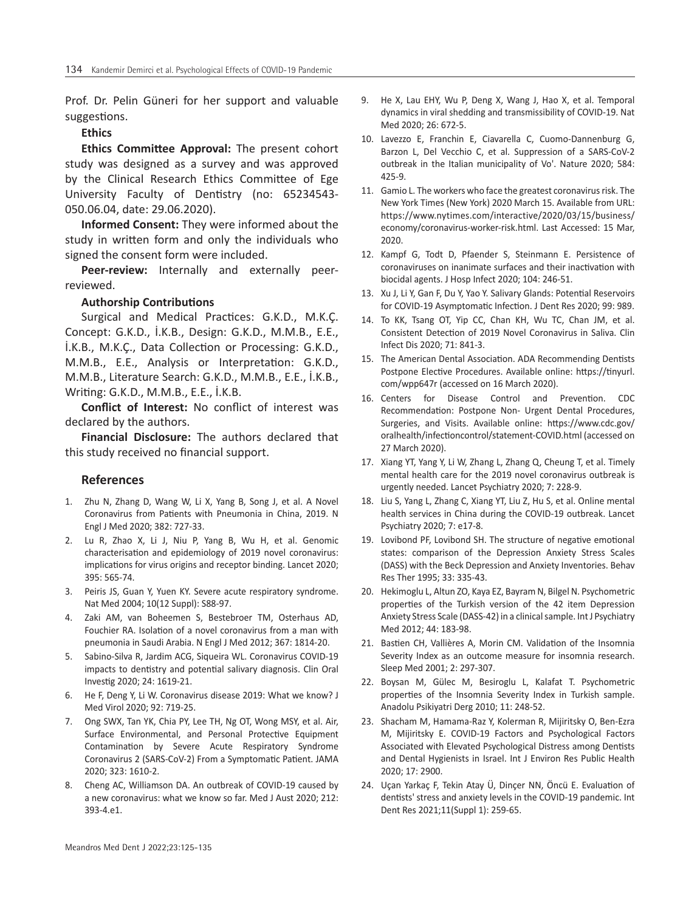Prof. Dr. Pelin Güneri for her support and valuable suggestions.

**Ethics**

**Ethics Committee Approval:** The present cohort study was designed as a survey and was approved by the Clinical Research Ethics Committee of Ege University Faculty of Dentistry (no: 65234543-050.06.04, date: 29.06.2020).

**Informed Consent:** They were informed about the study in written form and only the individuals who signed the consent form were included.

**Peer-review:** Internally and externally peer-reviewed.

**Authorship Contributions**

Surgical and Medical Practices: G.K.D., M.K.Ç. Concept: G.K.D., İ.K.B., Design: G.K.D., M.M.B., E.E., İ.K.B., M.K.Ç., Data Collection or Processing: G.K.D., M.M.B., E.E., Analysis or Interpretation: G.K.D., M.M.B., Literature Search: G.K.D., M.M.B., E.E., İ.K.B., Writing: G.K.D., M.M.B., E.E., İ.K.B.

**Conflict of Interest:** No conflict of interest was declared by the authors.

**Financial Disclosure:** The authors declared that this study received no financial support.

## References

1. Zhu N, Zhang D, Wang W, Li X, Yang B, Song J, et al. A Novel Coronavirus from Patients with Pneumonia in China, 2019. N Engl J Med 2020; 382: 727-33.
2. Lu R, Zhao X, Li J, Niu P, Yang B, Wu H, et al. Genomic characterisation and epidemiology of 2019 novel coronavirus: implications for virus origins and receptor binding. Lancet 2020; 395: 565-74.
3. Peiris JS, Guan Y, Yuen KY. Severe acute respiratory syndrome. Nat Med 2004; 10(12 Suppl): S88-97.
4. Zaki AM, van Boheemen S, Bestebroer TM, Osterhaus AD, Fouchier RA. Isolation of a novel coronavirus from a man with pneumonia in Saudi Arabia. N Engl J Med 2012; 367: 1814-20.
5. Sabino-Silva R, Jardim ACG, Siqueira WL. Coronavirus COVID-19 impacts to dentistry and potential salivary diagnosis. Clin Oral Investig 2020; 24: 1619-21.
6. He F, Deng Y, Li W. Coronavirus disease 2019: What we know? J Med Virol 2020; 92: 719-25.
7. Ong SWX, Tan YK, Chia PY, Lee TH, Ng OT, Wong MSY, et al. Air, Surface Environmental, and Personal Protective Equipment Contamination by Severe Acute Respiratory Syndrome Coronavirus 2 (SARS-CoV-2) From a Symptomatic Patient. JAMA 2020; 323: 1610-2.
8. Cheng AC, Williamson DA. An outbreak of COVID-19 caused by a new coronavirus: what we know so far. Med J Aust 2020; 212: 393-4.e1.
9. He X, Lau EHY, Wu P, Deng X, Wang J, Hao X, et al. Temporal dynamics in viral shedding and transmissibility of COVID-19. Nat Med 2020; 26: 672-5.
10. Lavezzo E, Franchin E, Ciavarella C, Cuomo-Dannenburg G, Barzon L, Del Vecchio C, et al. Suppression of a SARS-CoV-2 outbreak in the Italian municipality of Vo'. Nature 2020; 584: 425-9.
11. Gamio L. The workers who face the greatest coronavirus risk. The New York Times (New York) 2020 March 15. Available from URL: https://www.nytimes.com/interactive/2020/03/15/business/economy/coronavirus-worker-risk.html. Last Accessed: 15 Mar, 2020.
12. Kampf G, Todt D, Pfaender S, Steinmann E. Persistence of coronaviruses on inanimate surfaces and their inactivation with biocidal agents. J Hosp Infect 2020; 104: 246-51.
13. Xu J, Li Y, Gan F, Du Y, Yao Y. Salivary Glands: Potential Reservoirs for COVID-19 Asymptomatic Infection. J Dent Res 2020; 99: 989.
14. To KK, Tsang OT, Yip CC, Chan KH, Wu TC, Chan JM, et al. Consistent Detection of 2019 Novel Coronavirus in Saliva. Clin Infect Dis 2020; 71: 841-3.
15. The American Dental Association. ADA Recommending Dentists Postpone Elective Procedures. Available online: https://tinyurl.com/wpp647r (accessed on 16 March 2020).
16. Centers for Disease Control and Prevention. CDC Recommendation: Postpone Non- Urgent Dental Procedures, Surgeries, and Visits. Available online: https://www.cdc.gov/oralhealth/infectioncontrol/statement-COVID.html (accessed on 27 March 2020).
17. Xiang YT, Yang Y, Li W, Zhang L, Zhang Q, Cheung T, et al. Timely mental health care for the 2019 novel coronavirus outbreak is urgently needed. Lancet Psychiatry 2020; 7: 228-9.
18. Liu S, Yang L, Zhang C, Xiang YT, Liu Z, Hu S, et al. Online mental health services in China during the COVID-19 outbreak. Lancet Psychiatry 2020; 7: e17-8.
19. Lovibond PF, Lovibond SH. The structure of negative emotional states: comparison of the Depression Anxiety Stress Scales (DASS) with the Beck Depression and Anxiety Inventories. Behav Res Ther 1995; 33: 335-43.
20. Hekimoglu L, Altun ZO, Kaya EZ, Bayram N, Bilgel N. Psychometric properties of the Turkish version of the 42 item Depression Anxiety Stress Scale (DASS-42) in a clinical sample. Int J Psychiatry Med 2012; 44: 183-98.
21. Bastien CH, Vallières A, Morin CM. Validation of the Insomnia Severity Index as an outcome measure for insomnia research. Sleep Med 2001; 2: 297-307.
22. Boysan M, Gülec M, Besiroglu L, Kalafat T. Psychometric properties of the Insomnia Severity Index in Turkish sample. Anadolu Psikiyatri Derg 2010; 11: 248-52.
23. Shacham M, Hamama-Raz Y, Kolerman R, Mijiritsky O, Ben-Ezra M, Mijiritsky E. COVID-19 Factors and Psychological Factors Associated with Elevated Psychological Distress among Dentists and Dental Hygienists in Israel. Int J Environ Res Public Health 2020; 17: 2900.
24. Uçan Yarkaç F, Tekin Atay Ü, Dinçer NN, Öncü E. Evaluation of dentists' stress and anxiety levels in the COVID-19 pandemic. Int Dent Res 2021;11(Suppl 1): 259-65.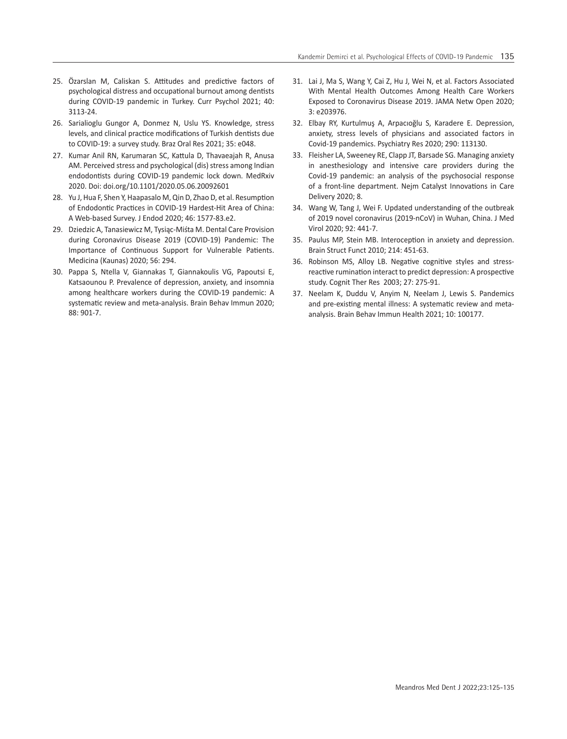25. Özarslan M, Caliskan S. Attitudes and predictive factors of psychological distress and occupational burnout among dentists during COVID-19 pandemic in Turkey. Curr Psychol 2021; 40: 3113-24.
26. Sarialioglu Gungor A, Donmez N, Uslu YS. Knowledge, stress levels, and clinical practice modifications of Turkish dentists due to COVID-19: a survey study. Braz Oral Res 2021; 35: e048.
27. Kumar Anil RN, Karumaran SC, Kattula D, Thavaeajah R, Anusa AM. Perceived stress and psychological (dis) stress among Indian endodontists during COVID-19 pandemic lock down. MedRxiv 2020. Doi: doi.org/10.1101/2020.05.06.20092601
28. Yu J, Hua F, Shen Y, Haapasalo M, Qin D, Zhao D, et al. Resumption of Endodontic Practices in COVID-19 Hardest-Hit Area of China: A Web-based Survey. J Endod 2020; 46: 1577-83.e2.
29. Dziedzic A, Tanasiewicz M, Tysiąc-Miśta M. Dental Care Provision during Coronavirus Disease 2019 (COVID-19) Pandemic: The Importance of Continuous Support for Vulnerable Patients. Medicina (Kaunas) 2020; 56: 294.
30. Pappa S, Ntella V, Giannakas T, Giannakoulis VG, Papoutsi E, Katsaounou P. Prevalence of depression, anxiety, and insomnia among healthcare workers during the COVID-19 pandemic: A systematic review and meta-analysis. Brain Behav Immun 2020; 88: 901-7.
31. Lai J, Ma S, Wang Y, Cai Z, Hu J, Wei N, et al. Factors Associated With Mental Health Outcomes Among Health Care Workers Exposed to Coronavirus Disease 2019. JAMA Netw Open 2020; 3: e203976.
32. Elbay RY, Kurtulmuş A, Arpacıoğlu S, Karadere E. Depression, anxiety, stress levels of physicians and associated factors in Covid-19 pandemics. Psychiatry Res 2020; 290: 113130.
33. Fleisher LA, Sweeney RE, Clapp JT, Barsade SG. Managing anxiety in anesthesiology and intensive care providers during the Covid-19 pandemic: an analysis of the psychosocial response of a front-line department. Nejm Catalyst Innovations in Care Delivery 2020; 8.
34. Wang W, Tang J, Wei F. Updated understanding of the outbreak of 2019 novel coronavirus (2019-nCoV) in Wuhan, China. J Med Virol 2020; 92: 441-7.
35. Paulus MP, Stein MB. Interoception in anxiety and depression. Brain Struct Funct 2010; 214: 451-63.
36. Robinson MS, Alloy LB. Negative cognitive styles and stress-reactive rumination interact to predict depression: A prospective study. Cognit Ther Res 2003; 27: 275-91.
37. Neelam K, Duddu V, Anyim N, Neelam J, Lewis S. Pandemics and pre-existing mental illness: A systematic review and meta-analysis. Brain Behav Immun Health 2021; 10: 100177.